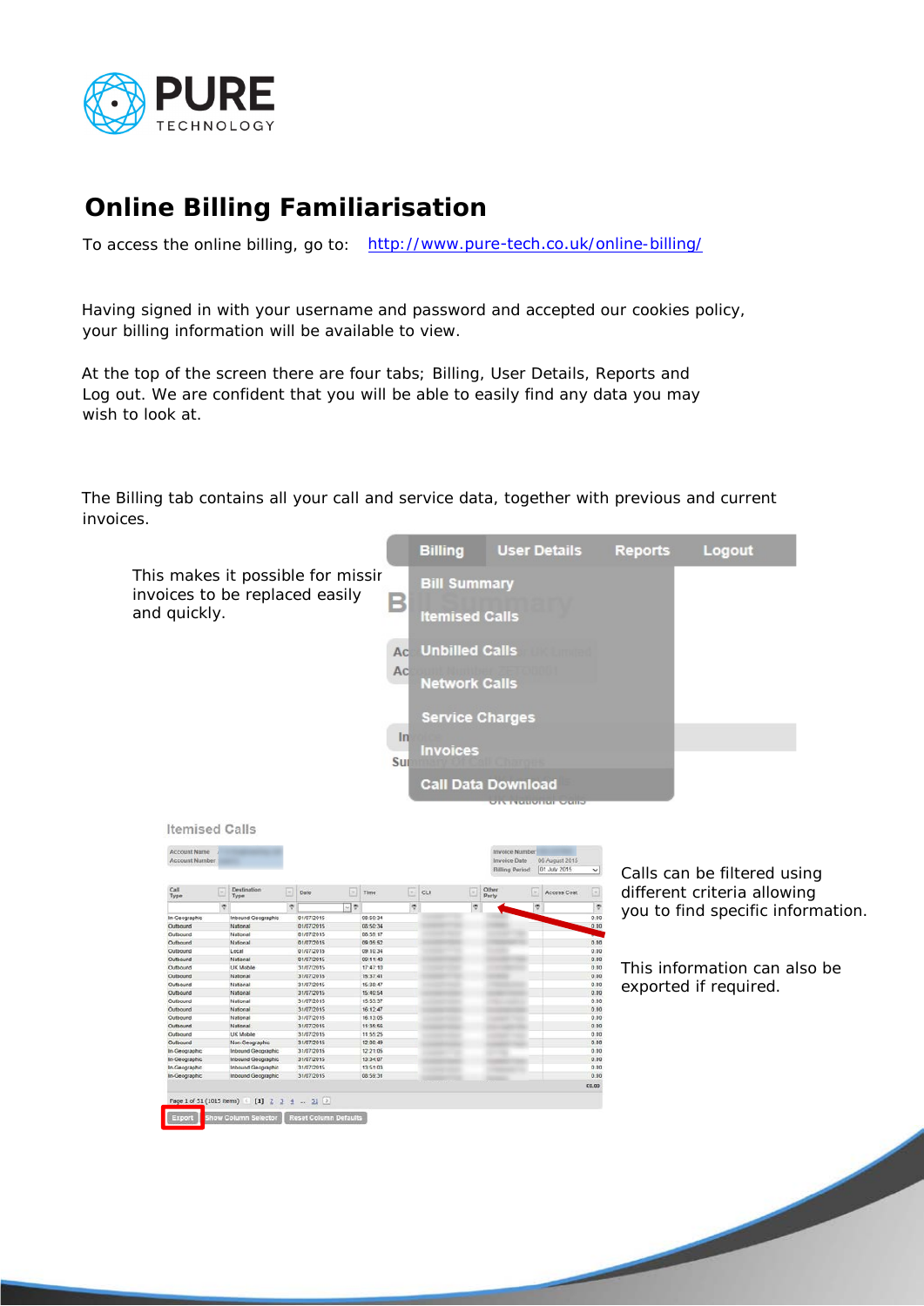# Online Billing Familiarisation

To access the online billing, go to: [http://www.pure-tech.co.uk/online-billing/](http://www.pure-tech.co.uk/online-billing/)

Having signed in with your username and password and accepted our cookies policy, your billing information will be available to view.

At the top of the screen there are four tabs; Billing, User Details, Reports and Log out. We are confident that you will be able to easily find any data you may wish to look at.

The Billing tab contains all your call and service data, together with previous and current invoices.

This makes it possible for missing invoices to be replaced easily and quickly.

Calls can be filtered using different criteria allowing you to find specific information.

This information can also be exported if required.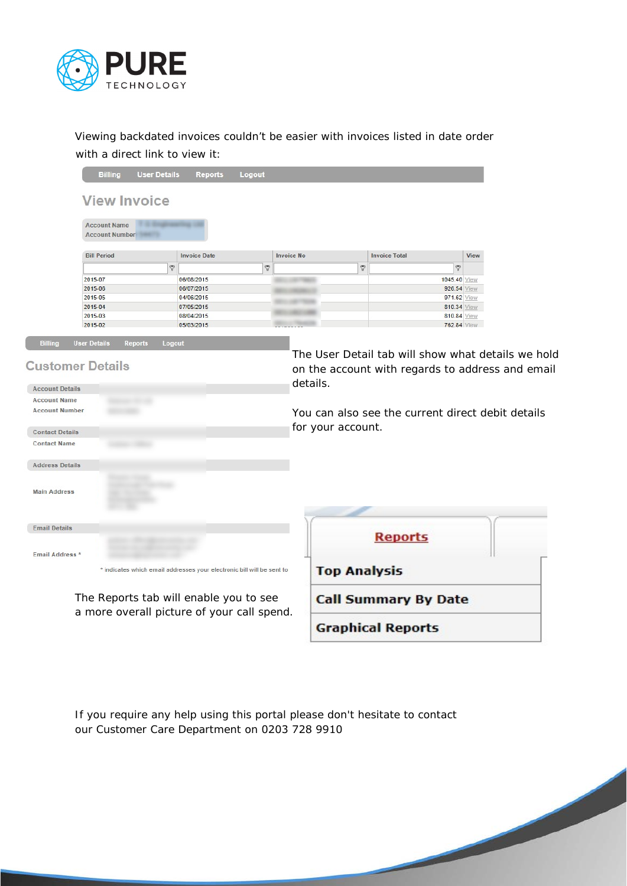PURE TECHNOLOGY

Viewing backdated invoices couldn't be easier with invoices listed in date order with a direct link to view it:

Billing User Details Reports Logout

## View Invoice

Account Name
Account Number

| Bill Period | Invoice Date | Invoice No | Invoice Total | View |
|---|---|---|---|---|
| 2015-07 | 06/08/2015 | | 1045.40 | View |
| 2015-06 | 06/07/2015 | | 926.54 | View |
| 2015-05 | 04/06/2015 | | 971.62 | View |
| 2015-04 | 07/05/2015 | | 810.34 | View |
| 2015-03 | 08/04/2015 | | 810.84 | View |
| 2015-02 | 05/03/2015 | | 762.84 | View |

Billing User Details Reports Logout

## Customer Details

**Account Details**
Account Name
Account Number

**Contact Details**
Contact Name

**Address Details**
Main Address

**Email Details**
Email Address *

\* indicates which email addresses your electronic bill will be sent to

The User Detail tab will show what details we hold on the account with regards to address and email details.

You can also see the current direct debit details for your account.

The Reports tab will enable you to see a more overall picture of your call spend.

**Reports**
- Top Analysis
- Call Summary By Date
- Graphical Reports

If you require any help using this portal please don't hesitate to contact our Customer Care Department on 0203 728 9910